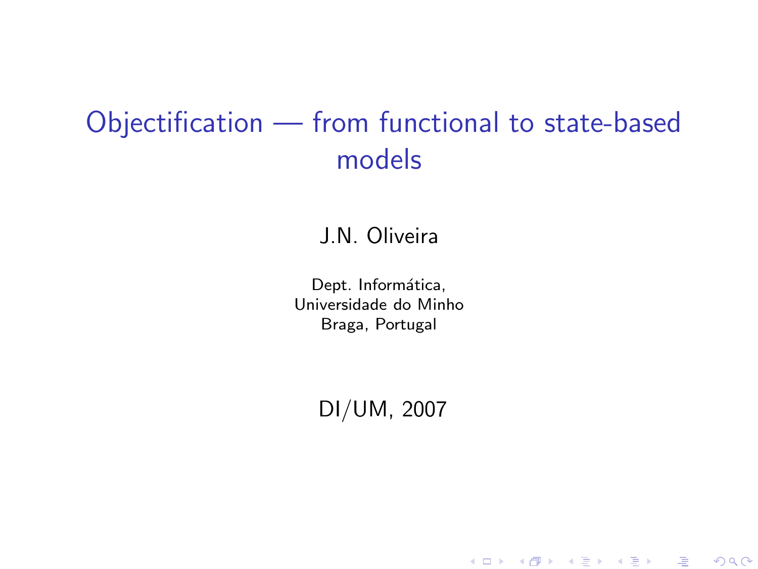# Objectification — from functional to state-based models

J.N. Oliveira

Dept. Informática,
Universidade do Minho
Braga, Portugal

DI/UM, 2007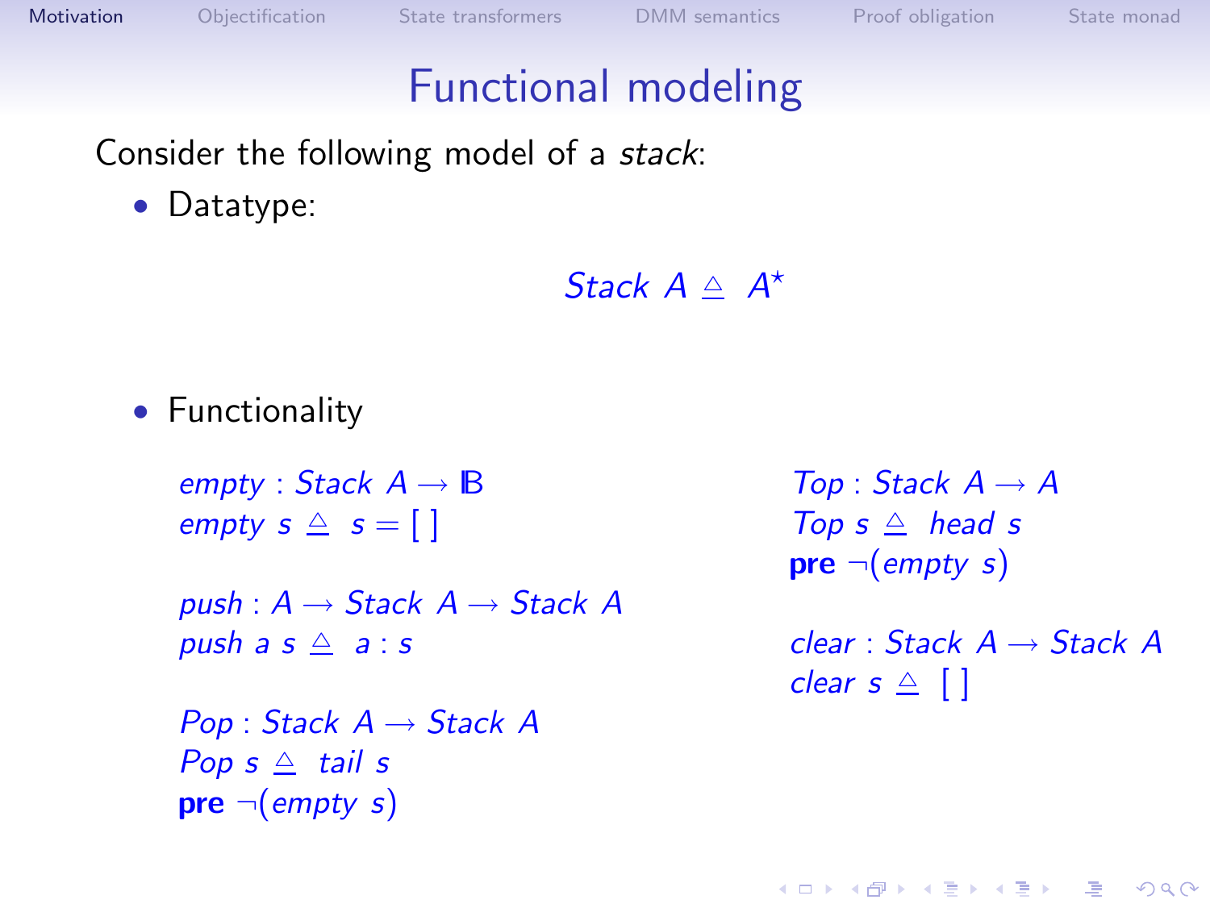# Functional modeling

Consider the following model of a *stack*:

- Datatype:

$$Stack\ A \triangleq\ A^{\star}$$

- Functionality

$$empty : Stack\ A \rightarrow \mathbb{B}$$
$$empty\ s \triangleq\ s = [\,]$$

$$push : A \rightarrow Stack\ A \rightarrow Stack\ A$$
$$push\ a\ s \triangleq\ a : s$$

$$Pop : Stack\ A \rightarrow Stack\ A$$
$$Pop\ s \triangleq\ tail\ s$$
$$\textbf{pre}\ \neg(empty\ s)$$

$$Top : Stack\ A \rightarrow A$$
$$Top\ s \triangleq\ head\ s$$
$$\textbf{pre}\ \neg(empty\ s)$$

$$clear : Stack\ A \rightarrow Stack\ A$$
$$clear\ s \triangleq\ [\,]$$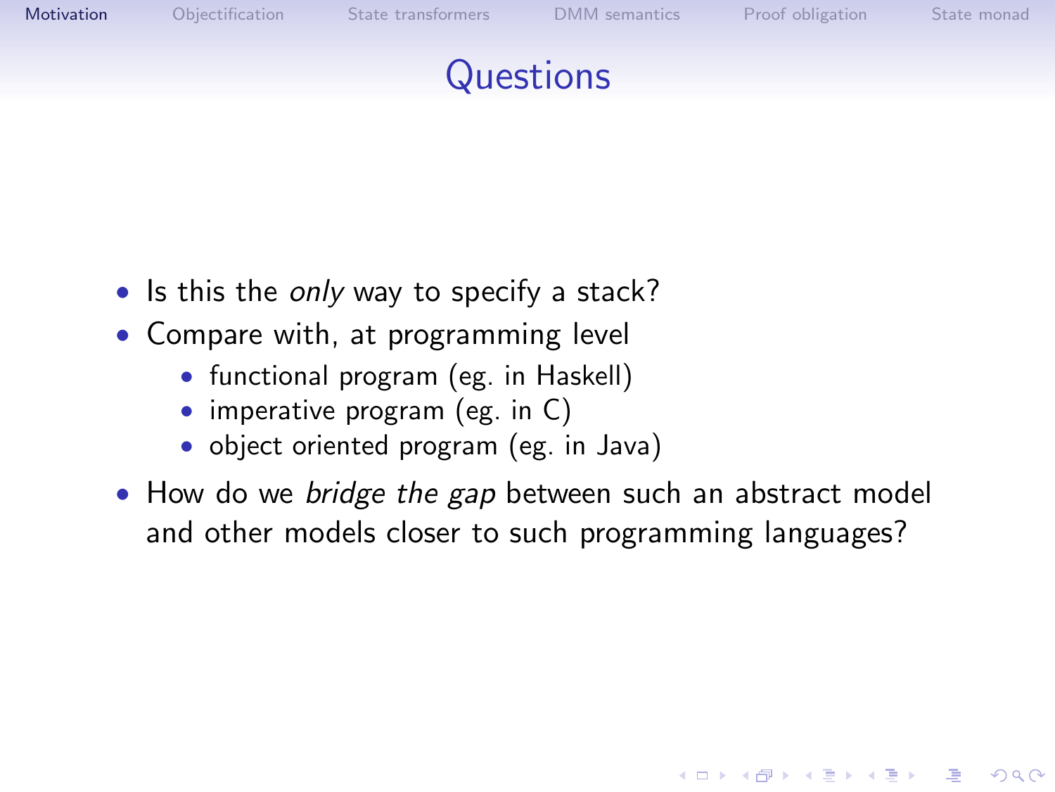# Questions

- Is this the *only* way to specify a stack?
- Compare with, at programming level
  - functional program (eg. in Haskell)
  - imperative program (eg. in C)
  - object oriented program (eg. in Java)
- How do we *bridge the gap* between such an abstract model and other models closer to such programming languages?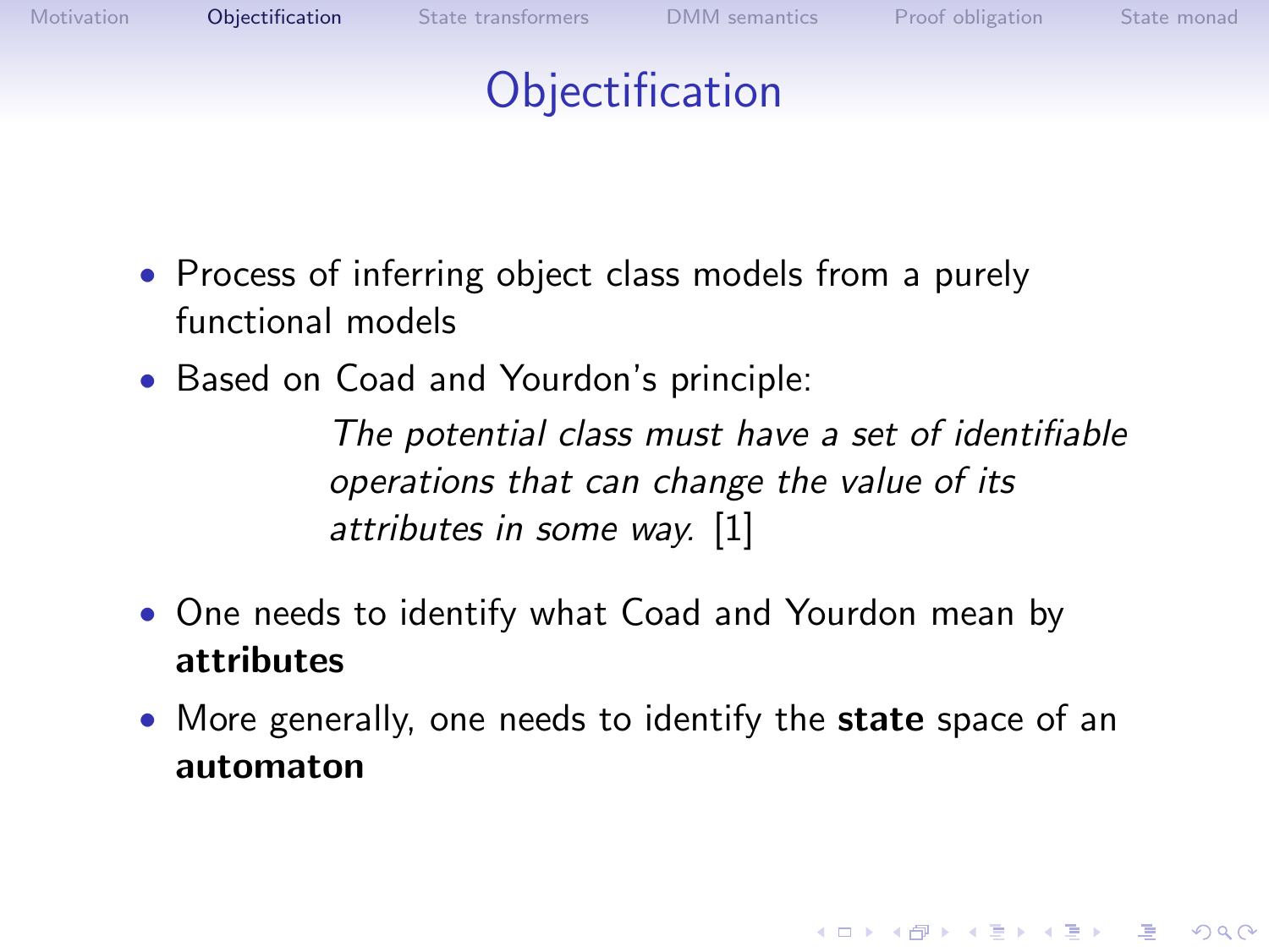# Objectification

- Process of inferring object class models from a purely functional models
- Based on Coad and Yourdon's principle:

  > *The potential class must have a set of identifiable operations that can change the value of its attributes in some way.* [1]

- One needs to identify what Coad and Yourdon mean by **attributes**
- More generally, one needs to identify the **state** space of an **automaton**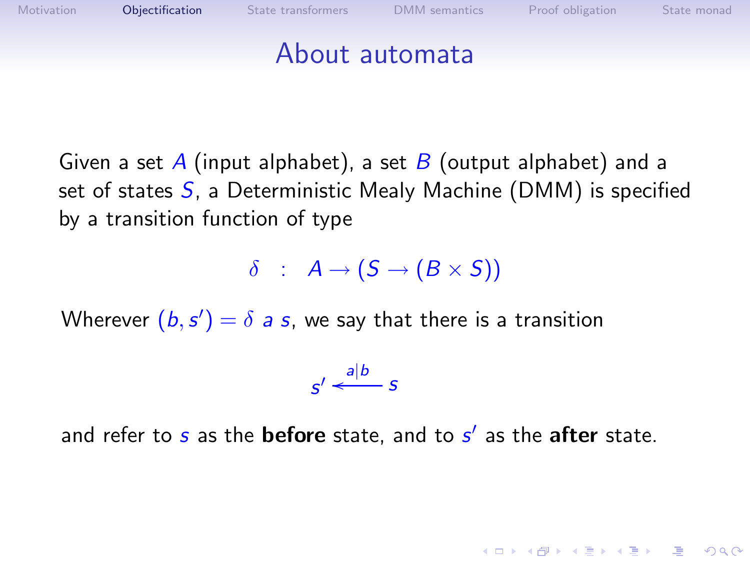# About automata

Given a set $A$ (input alphabet), a set $B$ (output alphabet) and a set of states $S$, a Deterministic Mealy Machine (DMM) is specified by a transition function of type

$$\delta \quad : \quad A \rightarrow (S \rightarrow (B \times S))$$

Wherever $(b, s') = \delta\ a\ s$, we say that there is a transition

$$s' \xleftarrow{a|b} s$$

and refer to $s$ as the **before** state, and to $s'$ as the **after** state.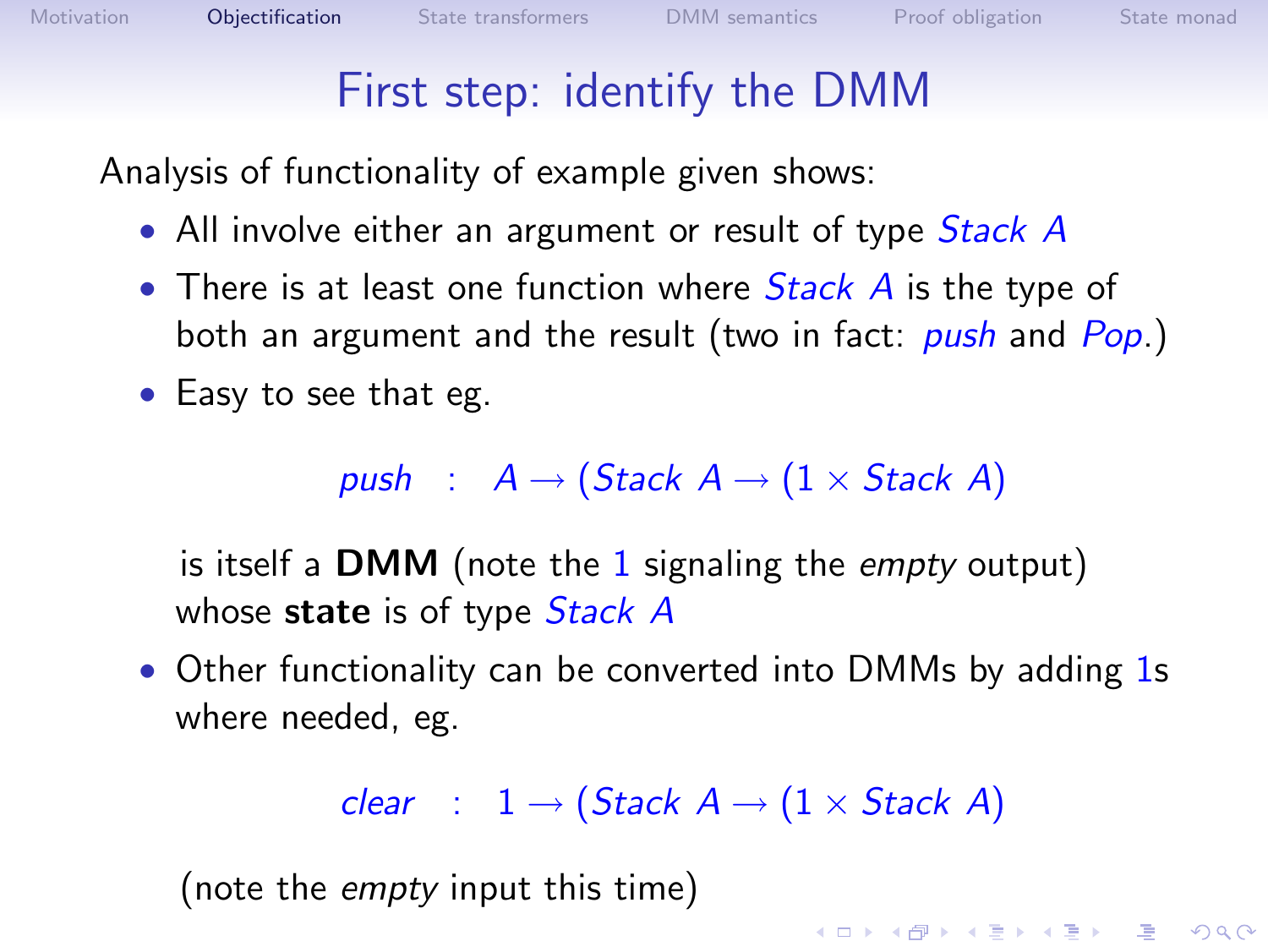# First step: identify the DMM

Analysis of functionality of example given shows:

- All involve either an argument or result of type *Stack A*
- There is at least one function where *Stack A* is the type of both an argument and the result (two in fact: *push* and *Pop*.)
- Easy to see that eg.

  $$push \quad : \quad A \rightarrow (Stack\ A \rightarrow (1 \times Stack\ A))$$

  is itself a **DMM** (note the 1 signaling the *empty* output) whose **state** is of type *Stack A*

- Other functionality can be converted into DMMs by adding 1s where needed, eg.

  $$clear \quad : \quad 1 \rightarrow (Stack\ A \rightarrow (1 \times Stack\ A))$$

  (note the *empty* input this time)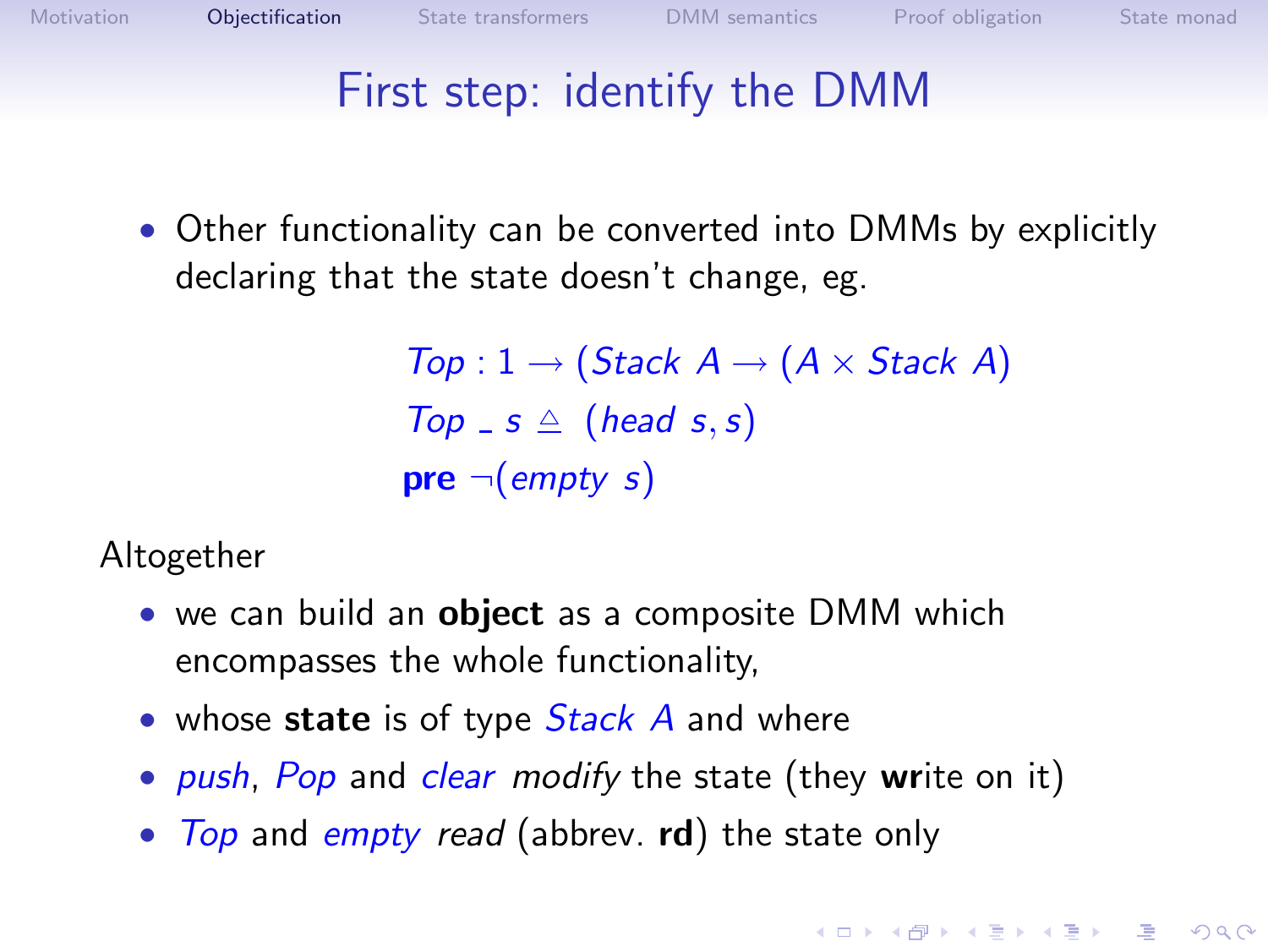# First step: identify the DMM

- Other functionality can be converted into DMMs by explicitly declaring that the state doesn't change, eg.

$$
\begin{array}{l}
\mathit{Top} : 1 \rightarrow (\mathit{Stack}\ A \rightarrow (A \times \mathit{Stack}\ A)) \\
\mathit{Top}\ \_\ s \triangleq\ (\mathit{head}\ s, s) \\
\textbf{pre}\ \neg(\mathit{empty}\ s)
\end{array}
$$

Altogether

- we can build an **object** as a composite DMM which encompasses the whole functionality,
- whose **state** is of type *Stack A* and where
- *push*, *Pop* and *clear* *modify* the state (they **wr**ite on it)
- *Top* and *empty* *read* (abbrev. **rd**) the state only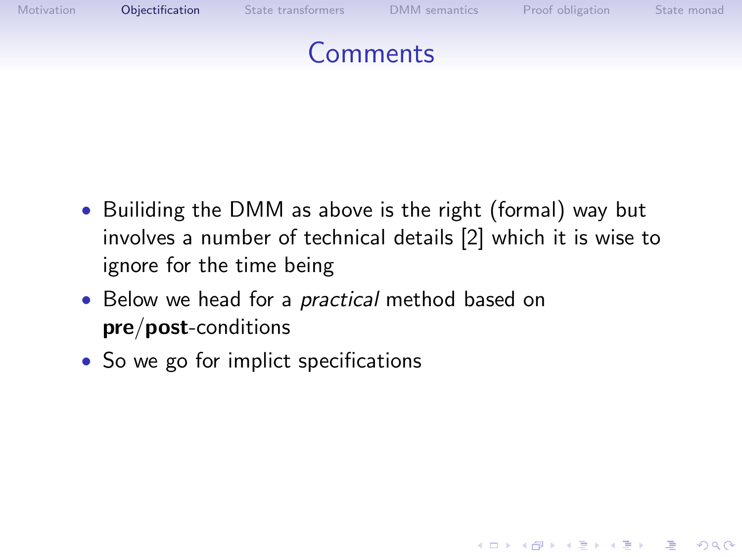# Comments

- Builiding the DMM as above is the right (formal) way but involves a number of technical details [2] which it is wise to ignore for the time being
- Below we head for a *practical* method based on **pre**/**post**-conditions
- So we go for implict specifications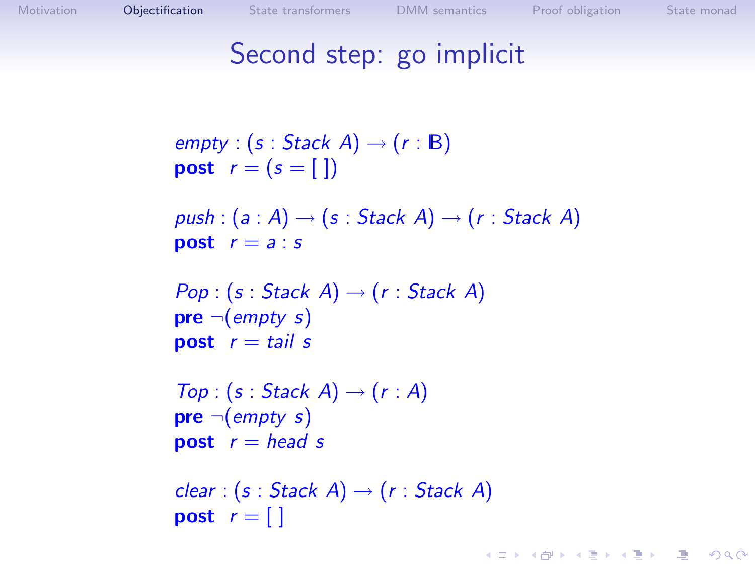# Second step: go implicit

$$
\begin{array}{l}
\mathit{empty} : (s : \mathit{Stack}\ A) \to (r : \mathbb{B}) \\
\textbf{post}\ \ r = (s = [\,])
\end{array}
$$

$$
\begin{array}{l}
\mathit{push} : (a : A) \to (s : \mathit{Stack}\ A) \to (r : \mathit{Stack}\ A) \\
\textbf{post}\ \ r = a : s
\end{array}
$$

$$
\begin{array}{l}
\mathit{Pop} : (s : \mathit{Stack}\ A) \to (r : \mathit{Stack}\ A) \\
\textbf{pre}\ \neg(\mathit{empty}\ s) \\
\textbf{post}\ \ r = \mathit{tail}\ s
\end{array}
$$

$$
\begin{array}{l}
\mathit{Top} : (s : \mathit{Stack}\ A) \to (r : A) \\
\textbf{pre}\ \neg(\mathit{empty}\ s) \\
\textbf{post}\ \ r = \mathit{head}\ s
\end{array}
$$

$$
\begin{array}{l}
\mathit{clear} : (s : \mathit{Stack}\ A) \to (r : \mathit{Stack}\ A) \\
\textbf{post}\ \ r = [\,]
\end{array}
$$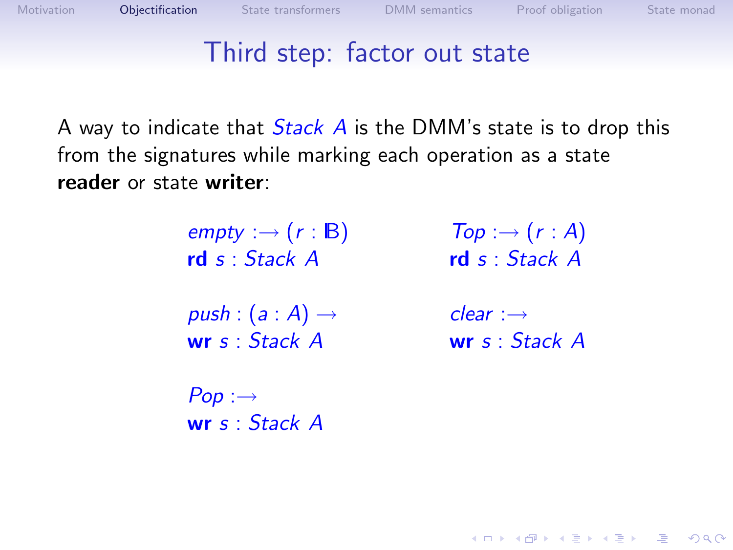# Third step: factor out state

A way to indicate that $\mathit{Stack}\ A$ is the DMM's state is to drop this from the signatures while marking each operation as a state **reader** or state **writer**:

$$\begin{array}{ll}
\mathit{empty} :\longrightarrow (r : \mathbb{B}) & \mathit{Top} :\longrightarrow (r : A) \\
\mathbf{rd}\ s : \mathit{Stack}\ A & \mathbf{rd}\ s : \mathit{Stack}\ A \\
\\
\mathit{push} : (a : A) \longrightarrow & \mathit{clear} :\longrightarrow \\
\mathbf{wr}\ s : \mathit{Stack}\ A & \mathbf{wr}\ s : \mathit{Stack}\ A \\
\\
\mathit{Pop} :\longrightarrow & \\
\mathbf{wr}\ s : \mathit{Stack}\ A &
\end{array}$$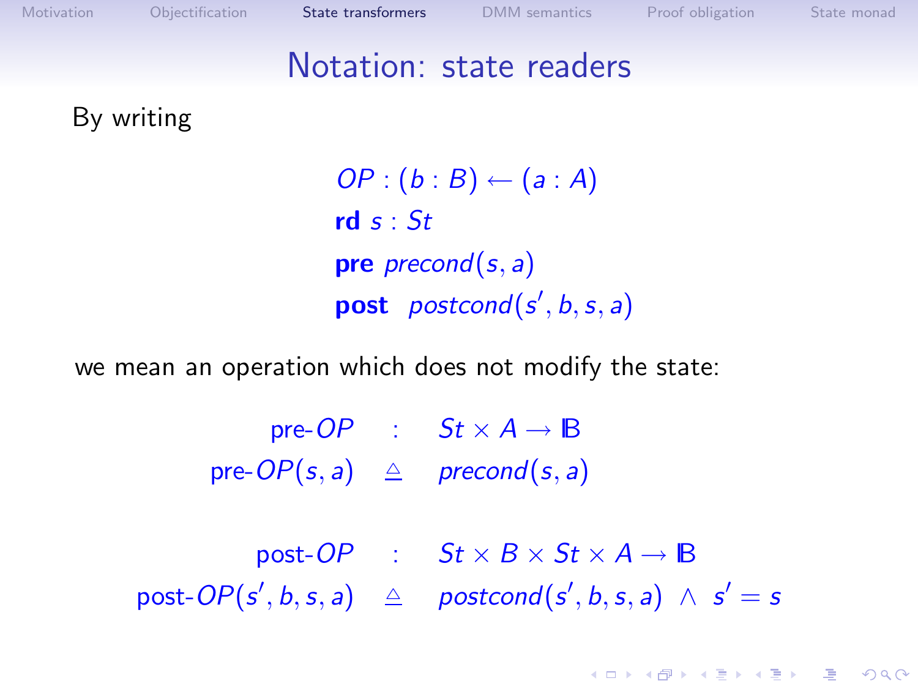# Notation: state readers

By writing

$$
\begin{array}{l}
OP : (b : B) \leftarrow (a : A) \\
\mathbf{rd}\ s : St \\
\mathbf{pre}\ precond(s, a) \\
\mathbf{post}\ \ postcond(s', b, s, a)
\end{array}
$$

we mean an operation which does not modify the state:

$$
\begin{array}{rcl}
\text{pre-}OP & : & St \times A \longrightarrow \mathbb{B} \\
\text{pre-}OP(s, a) & \triangleq & precond(s, a)
\end{array}
$$

$$
\begin{array}{rcl}
\text{post-}OP & : & St \times B \times St \times A \longrightarrow \mathbb{B} \\
\text{post-}OP(s', b, s, a) & \triangleq & postcond(s', b, s, a) \ \wedge \ s' = s
\end{array}
$$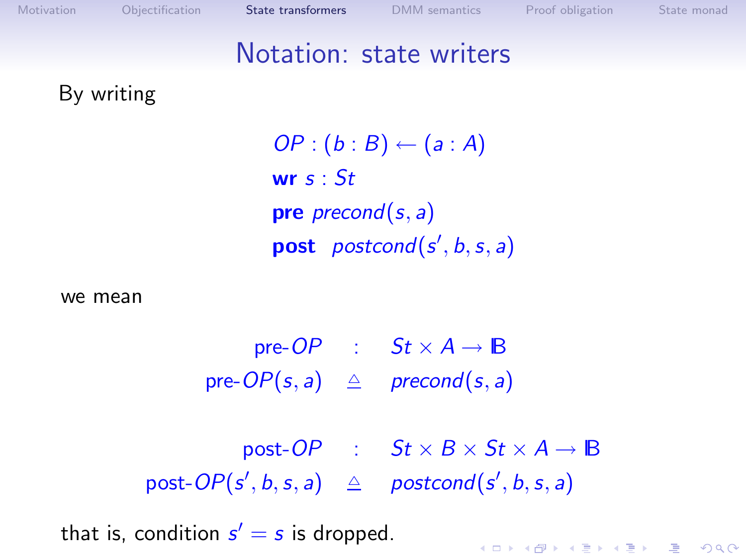# Notation: state writers

By writing

$$
\begin{array}{l}
OP : (b : B) \leftarrow (a : A) \\
\textbf{wr } s : St \\
\textbf{pre } precond(s, a) \\
\textbf{post } \; postcond(s', b, s, a)
\end{array}
$$

we mean

$$
\begin{array}{rcl}
\text{pre-}OP & : & St \times A \to \mathbb{B} \\
\text{pre-}OP(s, a) & \triangleq & precond(s, a)
\end{array}
$$

$$
\begin{array}{rcl}
\text{post-}OP & : & St \times B \times St \times A \to \mathbb{B} \\
\text{post-}OP(s', b, s, a) & \triangleq & postcond(s', b, s, a)
\end{array}
$$

that is, condition $s' = s$ is dropped.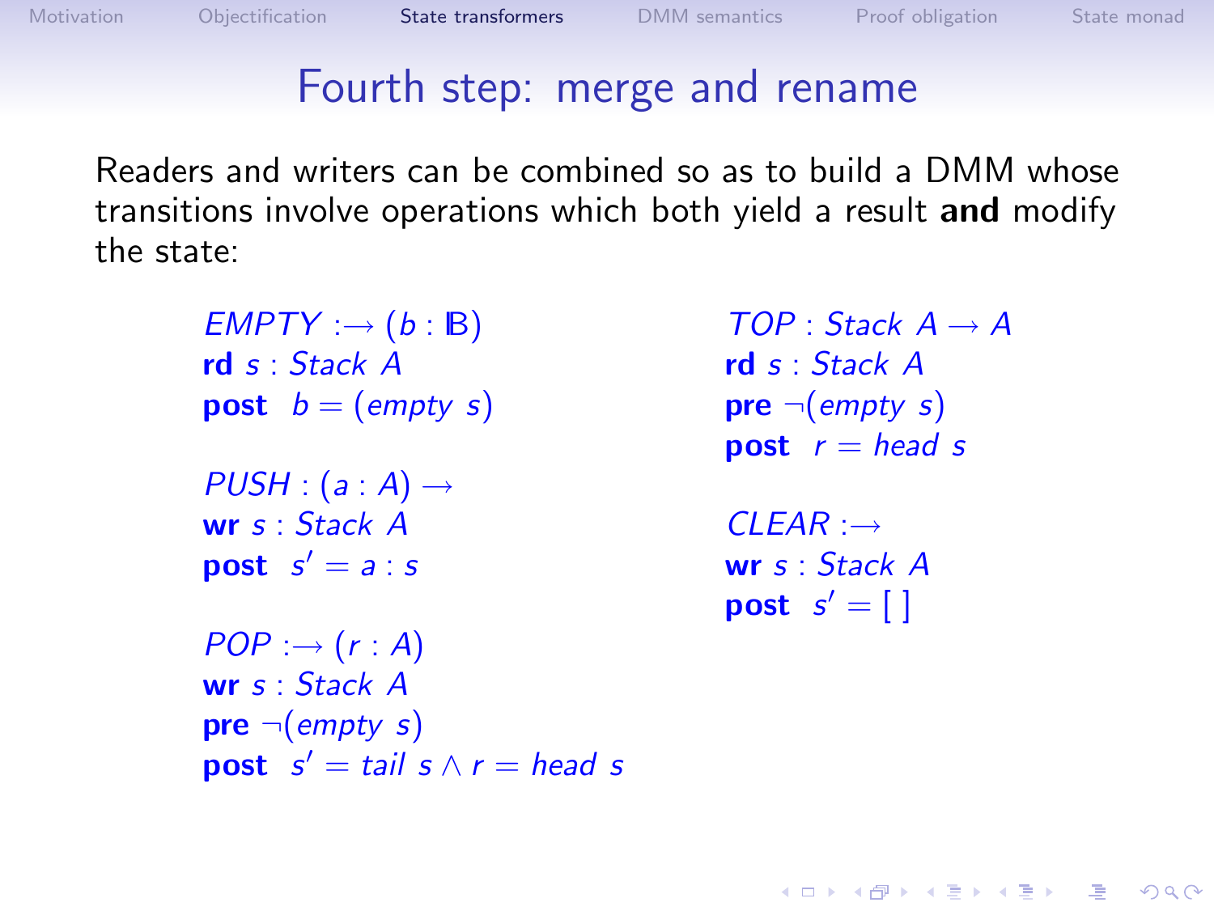# Fourth step: merge and rename

Readers and writers can be combined so as to build a DMM whose transitions involve operations which both yield a result **and** modify the state:

$EMPTY :\rightarrow (b : \mathbb{B})$
**rd** $s : Stack\ A$
**post** $b = (empty\ s)$

$PUSH : (a : A) \rightarrow$
**wr** $s : Stack\ A$
**post** $s' = a : s$

$POP :\rightarrow (r : A)$
**wr** $s : Stack\ A$
**pre** $\neg(empty\ s)$
**post** $s' = tail\ s \wedge r = head\ s$

$TOP : Stack\ A \rightarrow A$
**rd** $s : Stack\ A$
**pre** $\neg(empty\ s)$
**post** $r = head\ s$

$CLEAR :\rightarrow$
**wr** $s : Stack\ A$
**post** $s' = [\,]$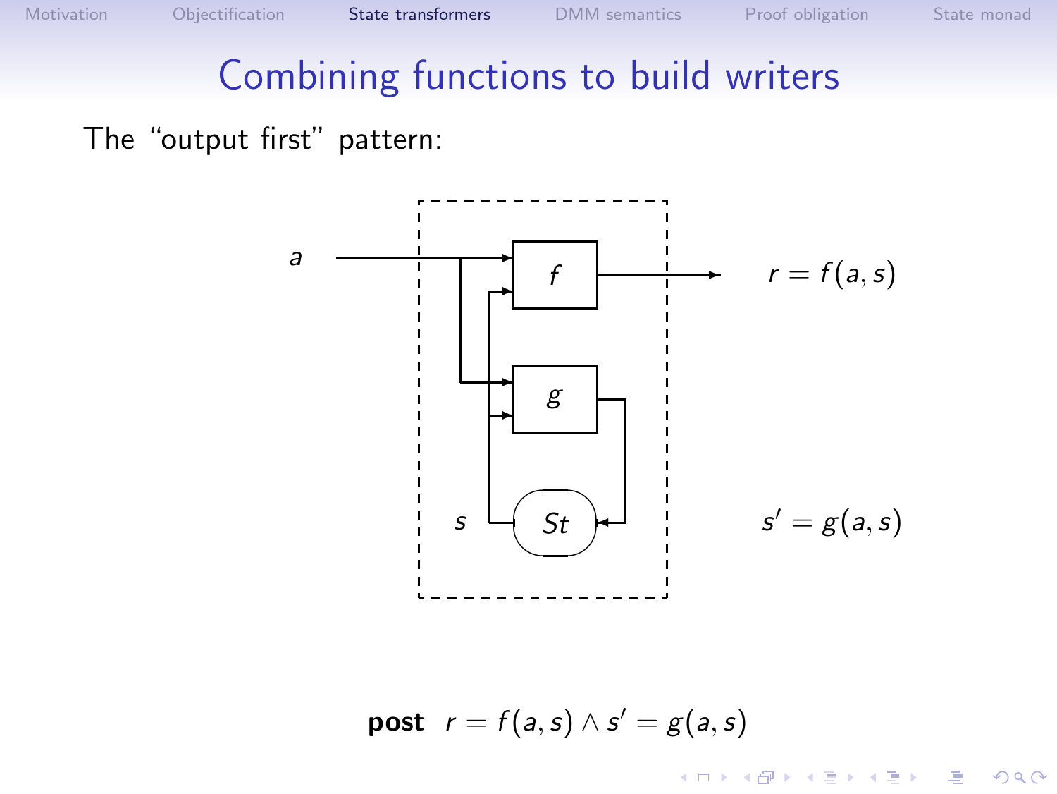# Combining functions to build writers

The "output first" pattern:

$a$

$f$

$r = f(a, s)$

$g$

$s$

$St$

$s' = g(a, s)$

**post** $r = f(a, s) \wedge s' = g(a, s)$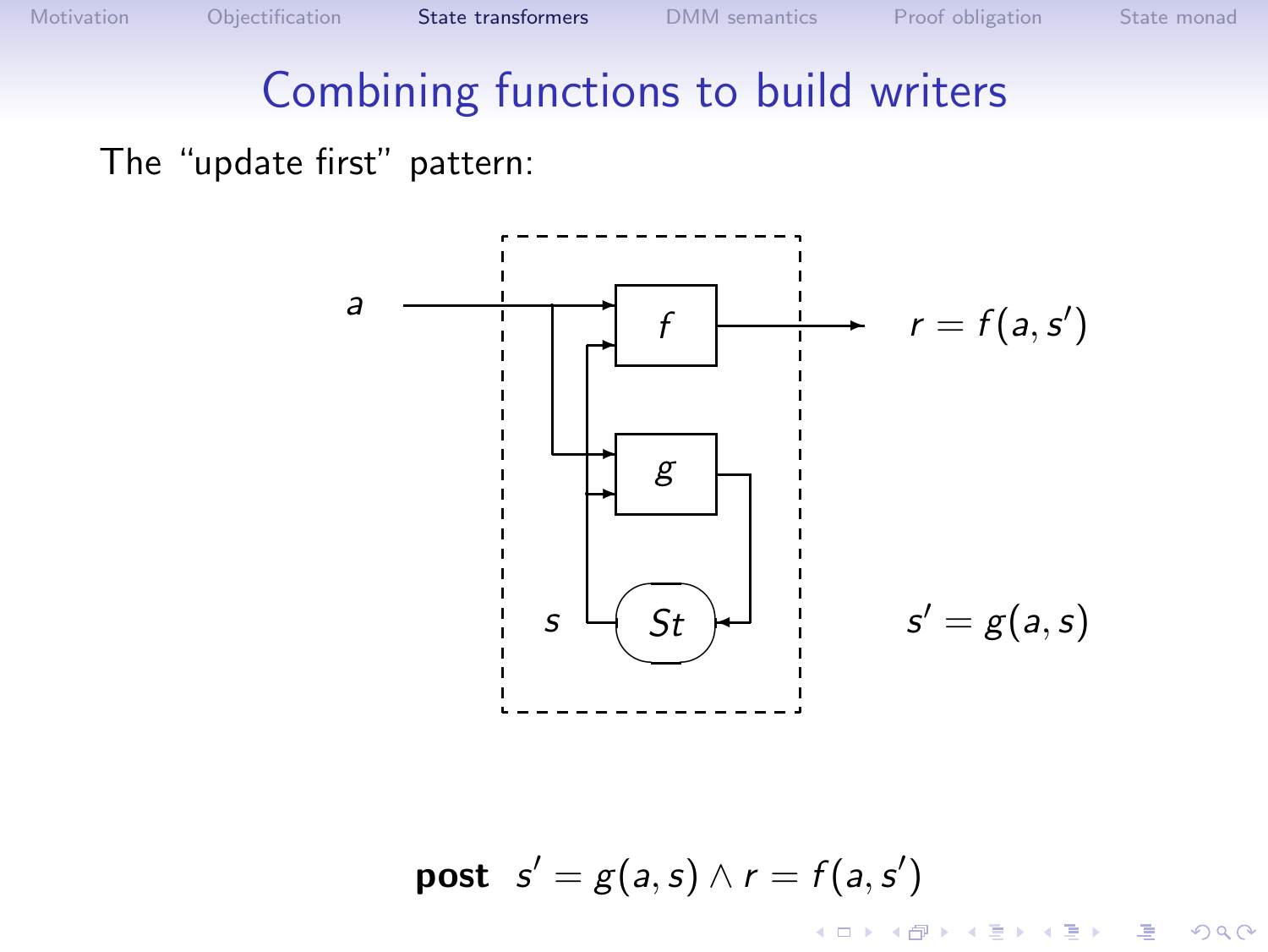# Combining functions to build writers

The “update first” pattern:

$a$

$f$

$g$

$s$

$St$

$r = f(a, s')$

$s' = g(a, s)$

$$\textbf{post} \quad s' = g(a, s) \land r = f(a, s')$$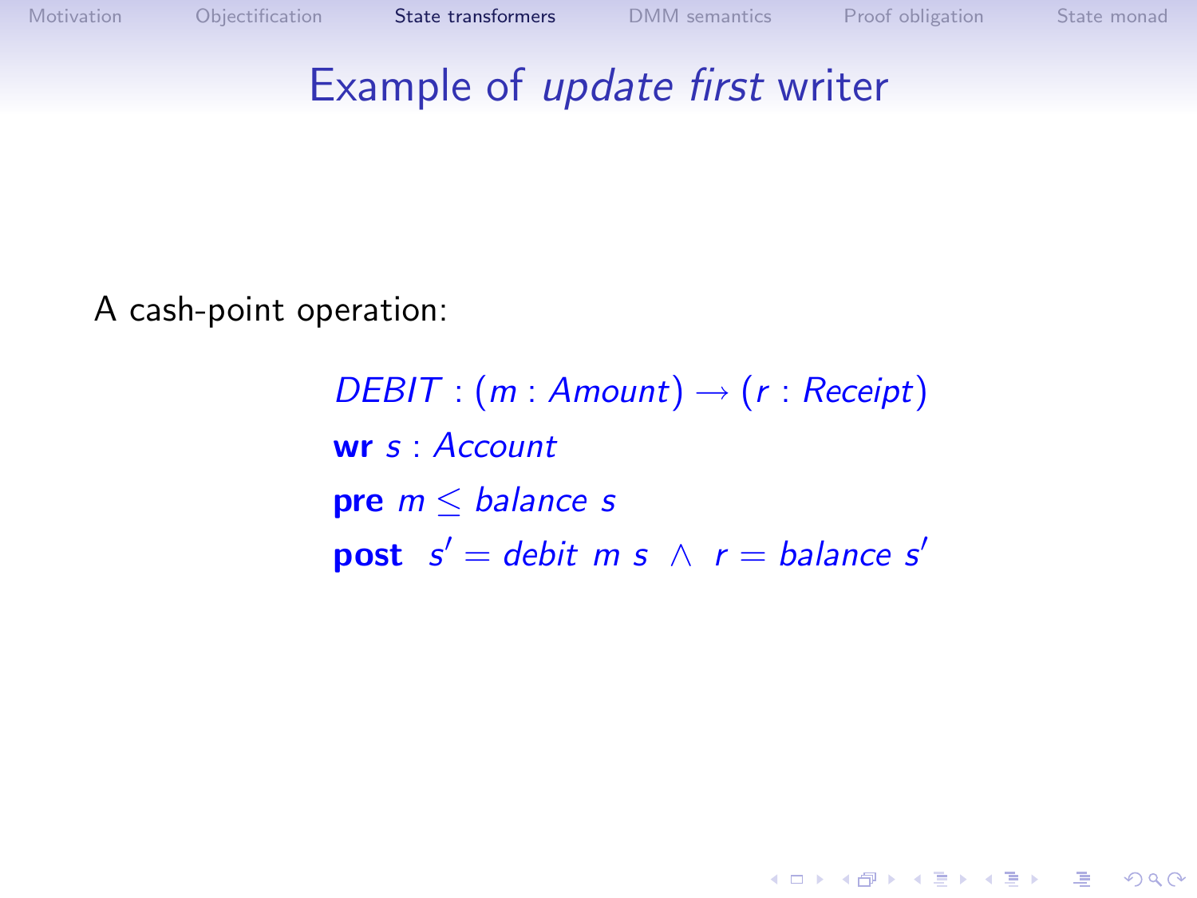# Example of *update first* writer

A cash-point operation:

$$
\begin{array}{l}
\mathit{DEBIT} : (m : \mathit{Amount}) \rightarrow (r : \mathit{Receipt}) \\
\textbf{wr}\ s : \mathit{Account} \\
\textbf{pre}\ m \leq \mathit{balance}\ s \\
\textbf{post}\ \ s' = \mathit{debit}\ m\ s\ \wedge\ r = \mathit{balance}\ s'
\end{array}
$$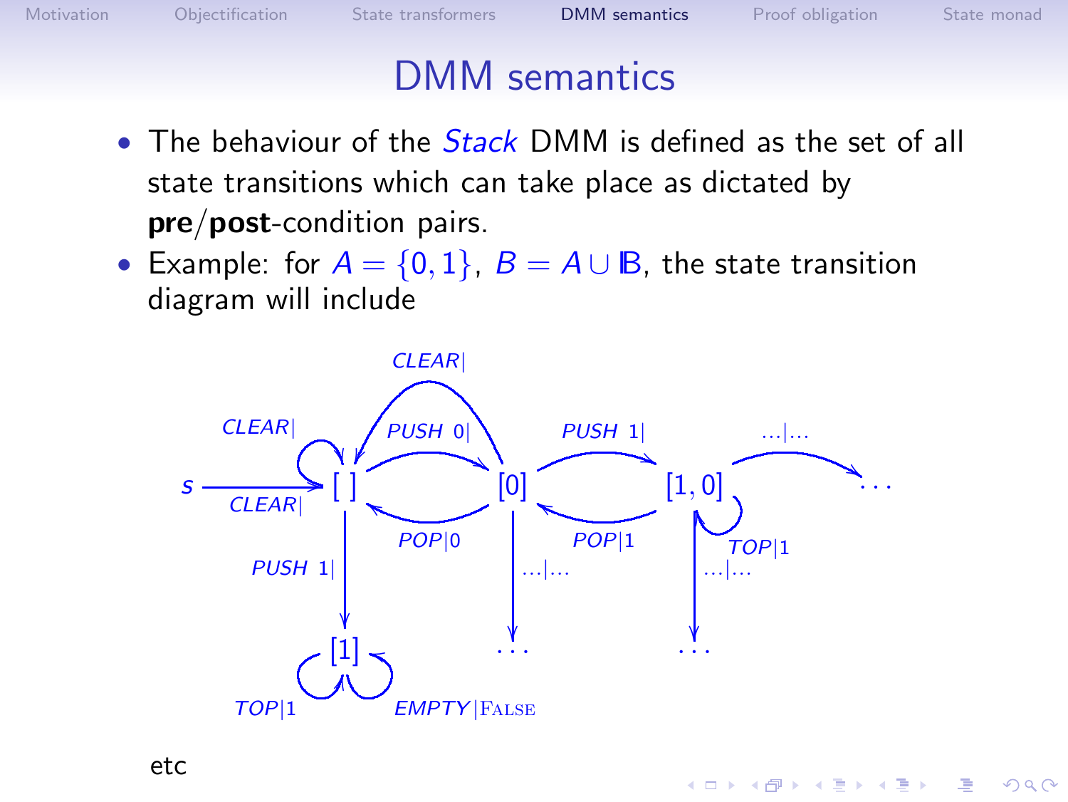# DMM semantics

- The behaviour of the *Stack* DMM is defined as the set of all state transitions which can take place as dictated by **pre**/**post**-condition pairs.
- Example: for $A = \{0, 1\}$, $B = A \cup \mathbb{B}$, the state transition diagram will include

$s \xrightarrow{CLEAR|} [\,]$

- $[\,] \xrightarrow{CLEAR|} [\,]$
- $[\,] \xrightarrow{PUSH\ 0|} [0]$
- $[0] \xrightarrow{CLEAR|} [\,]$
- $[0] \xrightarrow{POP|0} [\,]$
- $[0] \xrightarrow{PUSH\ 1|} [1, 0]$
- $[1, 0] \xrightarrow{POP|1} [0]$
- $[1, 0] \xrightarrow{TOP|1} [1, 0]$
- $[1, 0] \xrightarrow{\ldots|\ldots} \ldots$
- $[0] \xrightarrow{\ldots|\ldots} \ldots$
- $[\,] \xrightarrow{PUSH\ 1|} [1]$
- $[1] \xrightarrow{TOP|1} [1]$
- $[1] \xrightarrow{EMPTY|\text{FALSE}} [1]$

etc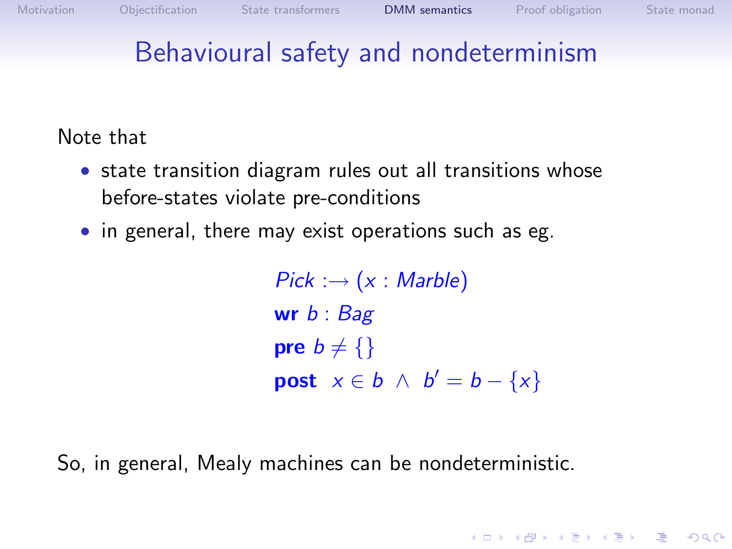# Behavioural safety and nondeterminism

Note that

- state transition diagram rules out all transitions whose before-states violate pre-conditions
- in general, there may exist operations such as eg.

$$
\begin{array}{l}
\mathit{Pick} :\rightarrow (x : \mathit{Marble}) \\
\textbf{wr } b : \mathit{Bag} \\
\textbf{pre } b \neq \{\} \\
\textbf{post } \; x \in b \;\wedge\; b' = b - \{x\}
\end{array}
$$

So, in general, Mealy machines can be nondeterministic.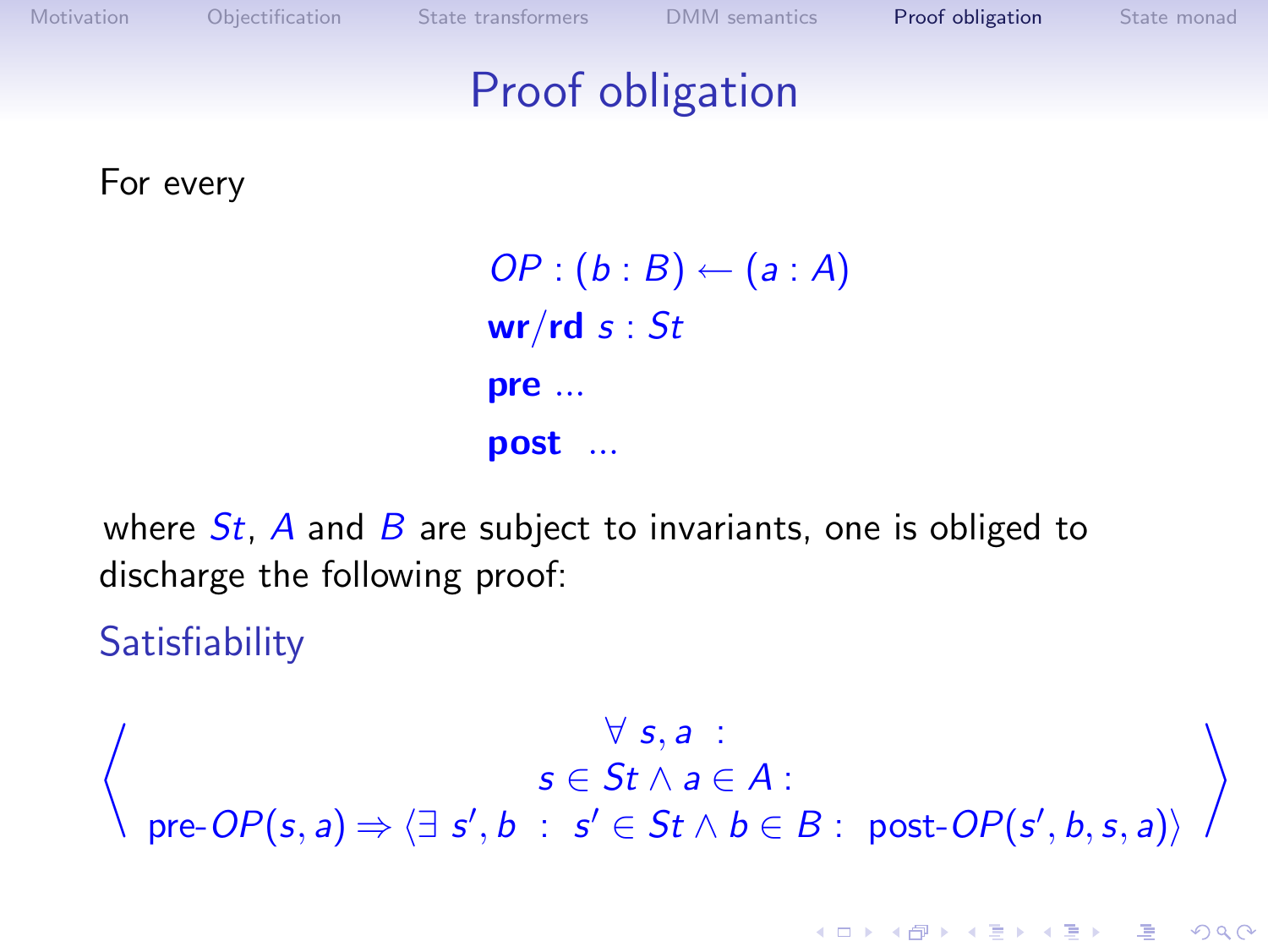# Proof obligation

For every

$$
\begin{array}{l}
OP : (b : B) \leftarrow (a : A) \\
\textbf{wr}/\textbf{rd}\ s : St \\
\textbf{pre}\ \ldots \\
\textbf{post}\ \ \ldots
\end{array}
$$

where $St$, $A$ and $B$ are subject to invariants, one is obliged to discharge the following proof:

### Satisfiability

$$
\left\langle
\begin{array}{c}
\forall\ s, a\ : \\
s \in St \wedge a \in A : \\
\text{pre-}OP(s, a) \Rightarrow \langle \exists\ s', b\ :\ s' \in St \wedge b \in B :\ \text{post-}OP(s', b, s, a) \rangle
\end{array}
\right\rangle
$$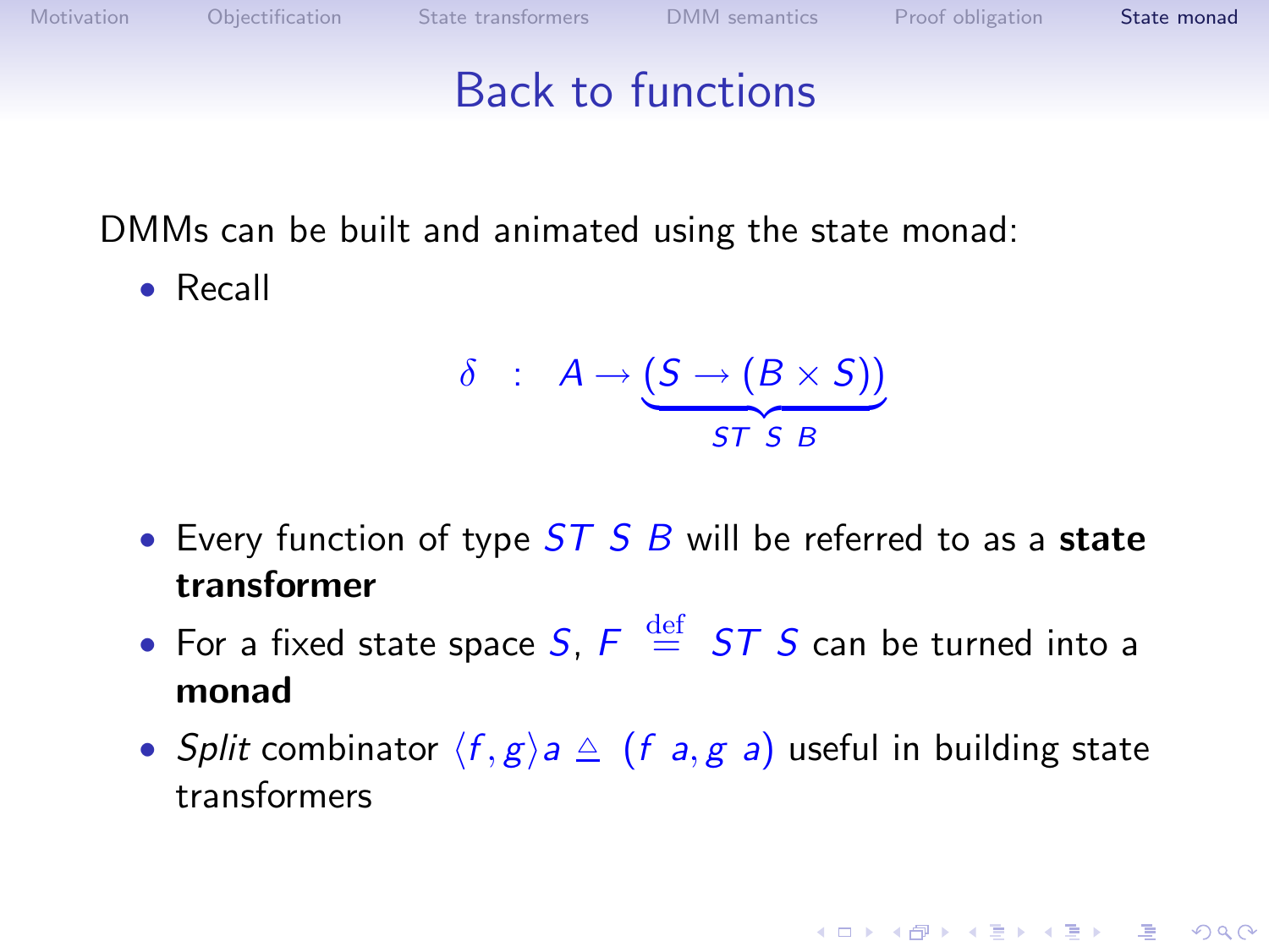# Back to functions

DMMs can be built and animated using the state monad:

- Recall

$$\delta \quad : \quad A \rightarrow \underbrace{(S \rightarrow (B \times S))}_{ST\ \ S\ \ B}$$

- Every function of type $ST\ S\ B$ will be referred to as a **state transformer**
- For a fixed state space $S$, $F \stackrel{\text{def}}{=} ST\ S$ can be turned into a **monad**
- *Split* combinator $\langle f, g \rangle a \triangleq (f\ a, g\ a)$ useful in building state transformers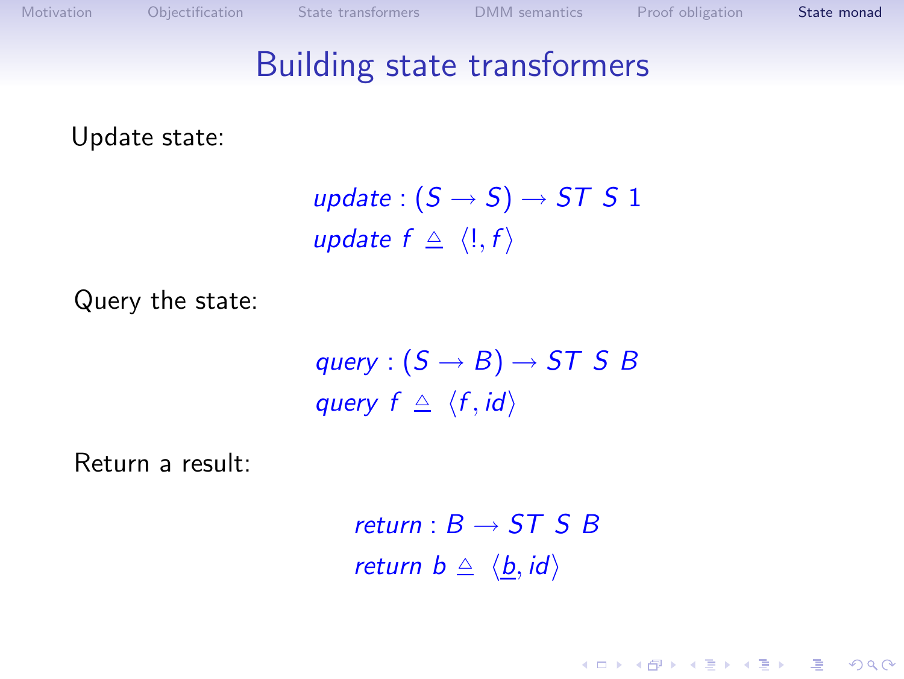# Building state transformers

Update state:

$$
\begin{aligned}
&\mathit{update} : (S \to S) \to ST\ S\ 1 \\
&\mathit{update}\ f \triangleq \langle !, f \rangle
\end{aligned}
$$

Query the state:

$$
\begin{aligned}
&\mathit{query} : (S \to B) \to ST\ S\ B \\
&\mathit{query}\ f \triangleq \langle f, \mathit{id} \rangle
\end{aligned}
$$

Return a result:

$$
\begin{aligned}
&\mathit{return} : B \to ST\ S\ B \\
&\mathit{return}\ b \triangleq \langle \underline{b}, \mathit{id} \rangle
\end{aligned}
$$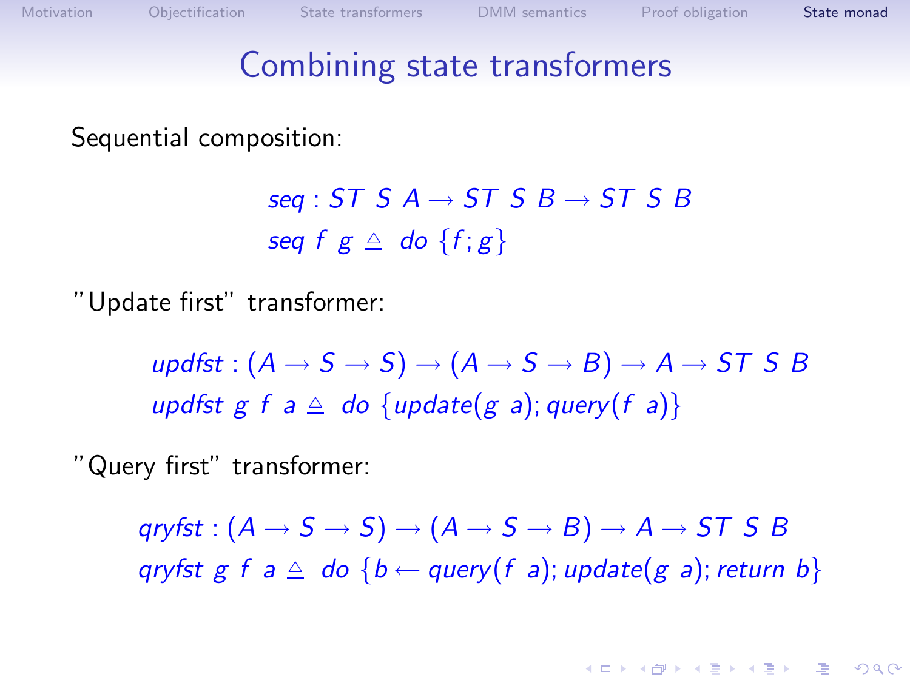# Combining state transformers

Sequential composition:

$$seq : ST\ S\ A \rightarrow ST\ S\ B \rightarrow ST\ S\ B$$
$$seq\ f\ g \triangleq\ do\ \{f; g\}$$

"Update first" transformer:

$$updfst : (A \rightarrow S \rightarrow S) \rightarrow (A \rightarrow S \rightarrow B) \rightarrow A \rightarrow ST\ S\ B$$
$$updfst\ g\ f\ a \triangleq\ do\ \{update(g\ a); query(f\ a)\}$$

"Query first" transformer:

$$qryfst : (A \rightarrow S \rightarrow S) \rightarrow (A \rightarrow S \rightarrow B) \rightarrow A \rightarrow ST\ S\ B$$
$$qryfst\ g\ f\ a \triangleq\ do\ \{b \leftarrow query(f\ a); update(g\ a); return\ b\}$$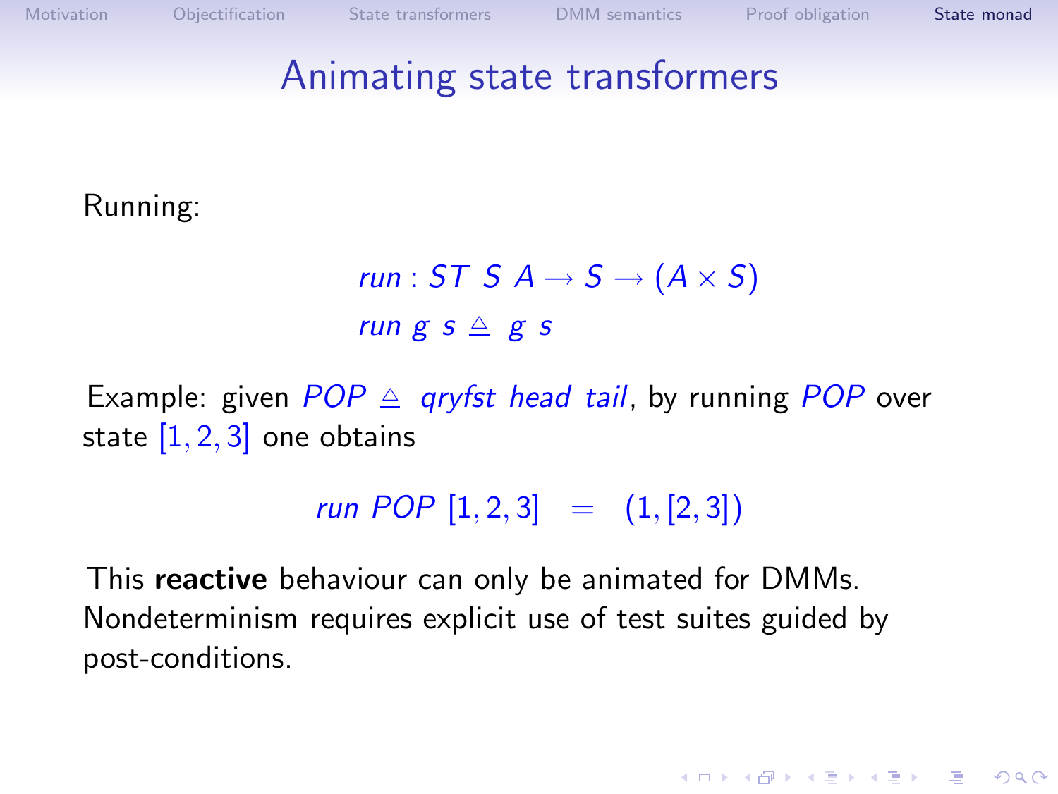# Animating state transformers

Running:

$$run : ST\ S\ A \rightarrow S \rightarrow (A \times S)$$
$$run\ g\ s \triangleq\ g\ s$$

Example: given $POP \triangleq\ qryfst\ head\ tail$, by running $POP$ over state $[1, 2, 3]$ one obtains

$$run\ POP\ [1, 2, 3] \quad = \quad (1, [2, 3])$$

This **reactive** behaviour can only be animated for DMMs. Nondeterminism requires explicit use of test suites guided by post-conditions.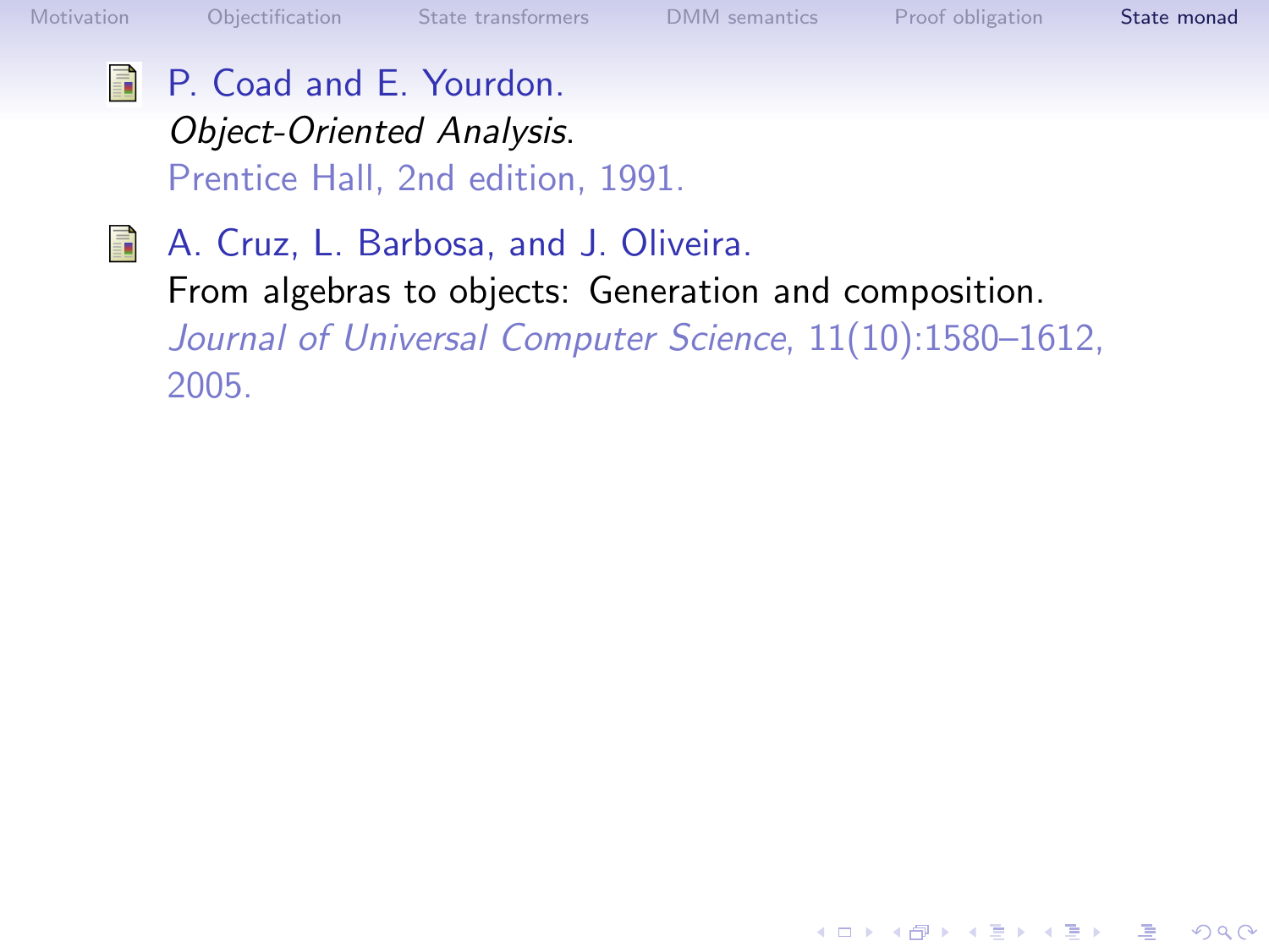- P. Coad and E. Yourdon.
  *Object-Oriented Analysis*.
  Prentice Hall, 2nd edition, 1991.

- A. Cruz, L. Barbosa, and J. Oliveira.
  From algebras to objects: Generation and composition.
  *Journal of Universal Computer Science*, 11(10):1580–1612, 2005.